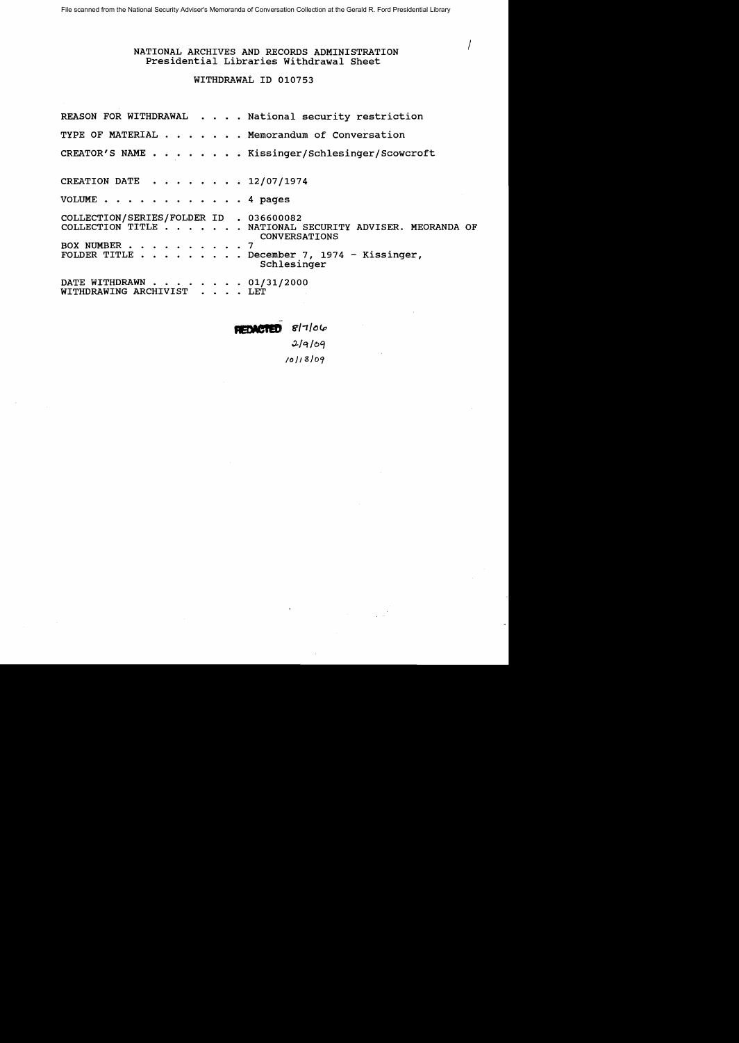File scanned from the National Security Adviser's Memoranda of Conversation Collection at the Gerald R. Ford Presidential Library

/

NATIONAL ARCHIVES AND RECORDS ADMINISTRATION
Presidential Libraries Withdrawal Sheet

WITHDRAWAL ID 010753

REASON FOR WITHDRAWAL . . . . National security restriction

TYPE OF MATERIAL . . . . . . . Memorandum of Conversation

CREATOR'S NAME . . . . . . . . Kissinger/Schlesinger/Scowcroft

CREATION DATE . . . . . . . . 12/07/1974

VOLUME . . . . . . . . . . . . 4 pages

COLLECTION/SERIES/FOLDER ID . 036600082
COLLECTION TITLE . . . . . . . NATIONAL SECURITY ADVISER. MEORANDA OF CONVERSATIONS
BOX NUMBER . . . . . . . . . . 7
FOLDER TITLE . . . . . . . . . December 7, 1974 - Kissinger, Schlesinger

DATE WITHDRAWN . . . . . . . . 01/31/2000
WITHDRAWING ARCHIVIST . . . . LET

REDACTED 8/7/06
2/9/09
10/13/09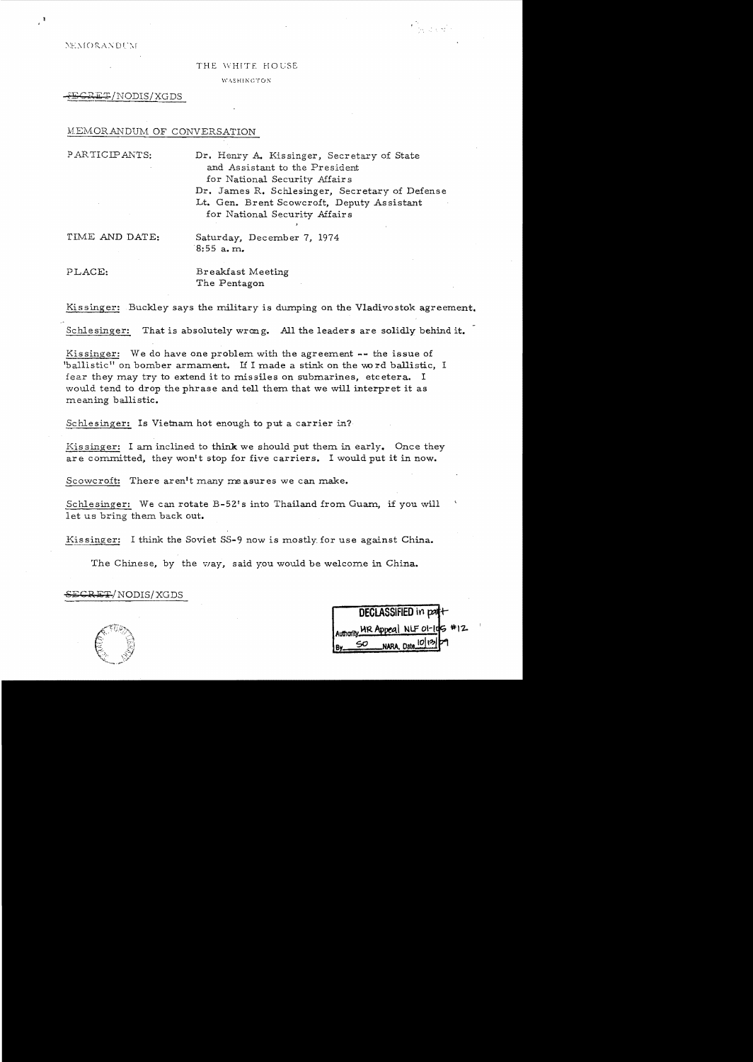MEMORANDUM

THE WHITE HOUSE

WASHINGTON

~~SECRET~~/NODIS/XGDS

MEMORANDUM OF CONVERSATION

PARTICIPANTS: Dr. Henry A. Kissinger, Secretary of State and Assistant to the President for National Security Affairs
Dr. James R. Schlesinger, Secretary of Defense
Lt. Gen. Brent Scowcroft, Deputy Assistant for National Security Affairs

TIME AND DATE: Saturday, December 7, 1974
8:55 a.m.

PLACE: Breakfast Meeting
The Pentagon

Kissinger: Buckley says the military is dumping on the Vladivostok agreement.

Schlesinger: That is absolutely wrong. All the leaders are solidly behind it.

Kissinger: We do have one problem with the agreement -- the issue of "ballistic" on bomber armament. If I made a stink on the word ballistic, I fear they may try to extend it to missiles on submarines, etcetera. I would tend to drop the phrase and tell them that we will interpret it as meaning ballistic.

Schlesinger: Is Vietnam hot enough to put a carrier in?

Kissinger: I am inclined to think we should put them in early. Once they are committed, they won't stop for five carriers. I would put it in now.

Scowcroft: There aren't many measures we can make.

Schlesinger: We can rotate B-52's into Thailand from Guam, if you will let us bring them back out.

Kissinger: I think the Soviet SS-9 now is mostly for use against China.

The Chinese, by the way, said you would be welcome in China.

~~SECRET~~/NODIS/XGDS

DECLASSIFIED in part
Authority HR Appeal NLF 01-105 #12
By SO NARA, Date 10/13/09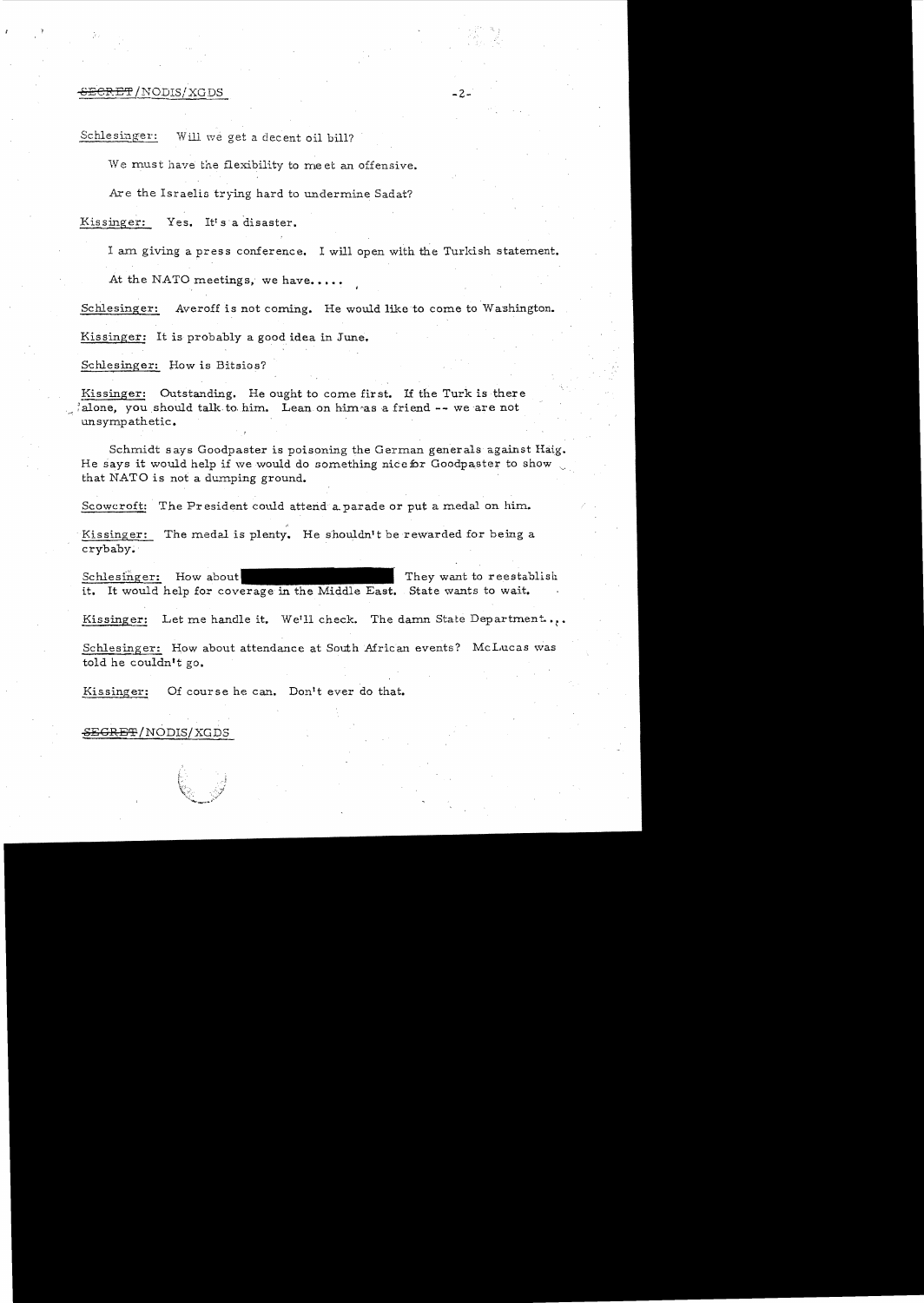SECRET/NODIS/XGDS

Schlesinger: Will we get a decent oil bill?

We must have the flexibility to meet an offensive.

Are the Israelis trying hard to undermine Sadat?

Kissinger: Yes. It's a disaster.

I am giving a press conference. I will open with the Turkish statement.

At the NATO meetings, we have.....

Schlesinger: Averoff is not coming. He would like to come to Washington.

Kissinger: It is probably a good idea in June.

Schlesinger: How is Bitsios?

Kissinger: Outstanding. He ought to come first. If the Turk is there alone, you should talk to him. Lean on him as a friend -- we are not unsympathetic.

Schmidt says Goodpaster is poisoning the German generals against Haig. He says it would help if we would do something nice for Goodpaster to show that NATO is not a dumping ground.

Scowcroft: The President could attend a parade or put a medal on him.

Kissinger: The medal is plenty. He shouldn't be rewarded for being a crybaby.

Schlesinger: How about [REDACTED] They want to reestablish it. It would help for coverage in the Middle East. State wants to wait.

Kissinger: Let me handle it. We'll check. The damn State Department...

Schlesinger: How about attendance at South African events? McLucas was told he couldn't go.

Kissinger: Of course he can. Don't ever do that.

SECRET/NODIS/XGDS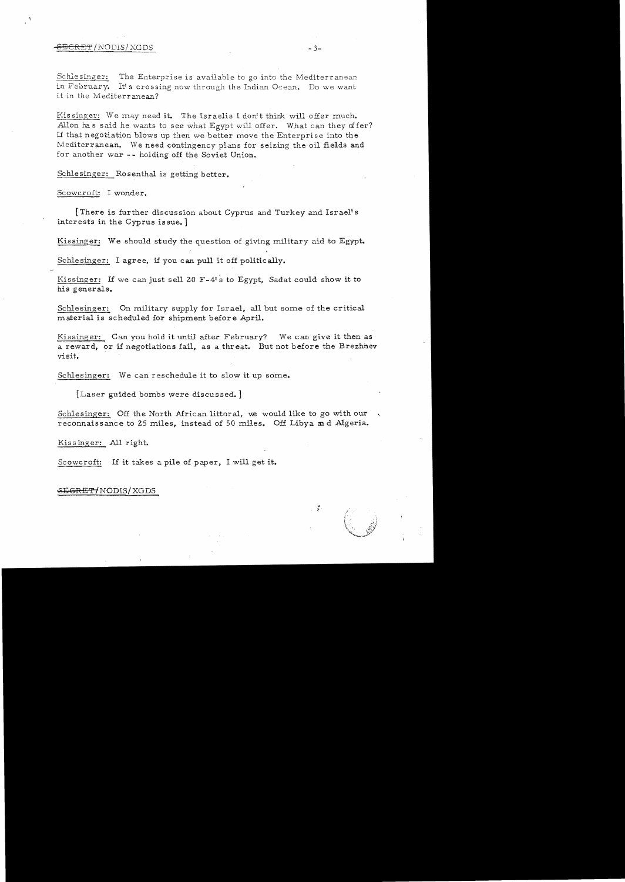Schlesinger: The Enterprise is available to go into the Mediterranean in February. It's crossing now through the Indian Ocean. Do we want it in the Mediterranean?

Kissinger: We may need it. The Israelis I don't think will offer much. Allon has said he wants to see what Egypt will offer. What can they offer? If that negotiation blows up then we better move the Enterprise into the Mediterranean. We need contingency plans for seizing the oil fields and for another war -- holding off the Soviet Union.

Schlesinger: Rosenthal is getting better.

Scowcroft: I wonder.

[There is further discussion about Cyprus and Turkey and Israel's interests in the Cyprus issue.]

Kissinger: We should study the question of giving military aid to Egypt.

Schlesinger: I agree, if you can pull it off politically.

Kissinger: If we can just sell 20 F-4's to Egypt, Sadat could show it to his generals.

Schlesinger: On military supply for Israel, all but some of the critical material is scheduled for shipment before April.

Kissinger: Can you hold it until after February? We can give it then as a reward, or if negotiations fail, as a threat. But not before the Brezhnev visit.

Schlesinger: We can reschedule it to slow it up some.

[Laser guided bombs were discussed.]

Schlesinger: Off the North African littoral, we would like to go with our reconnaissance to 25 miles, instead of 50 miles. Off Libya and Algeria.

Kissinger: All right.

Scowcroft: If it takes a pile of paper, I will get it.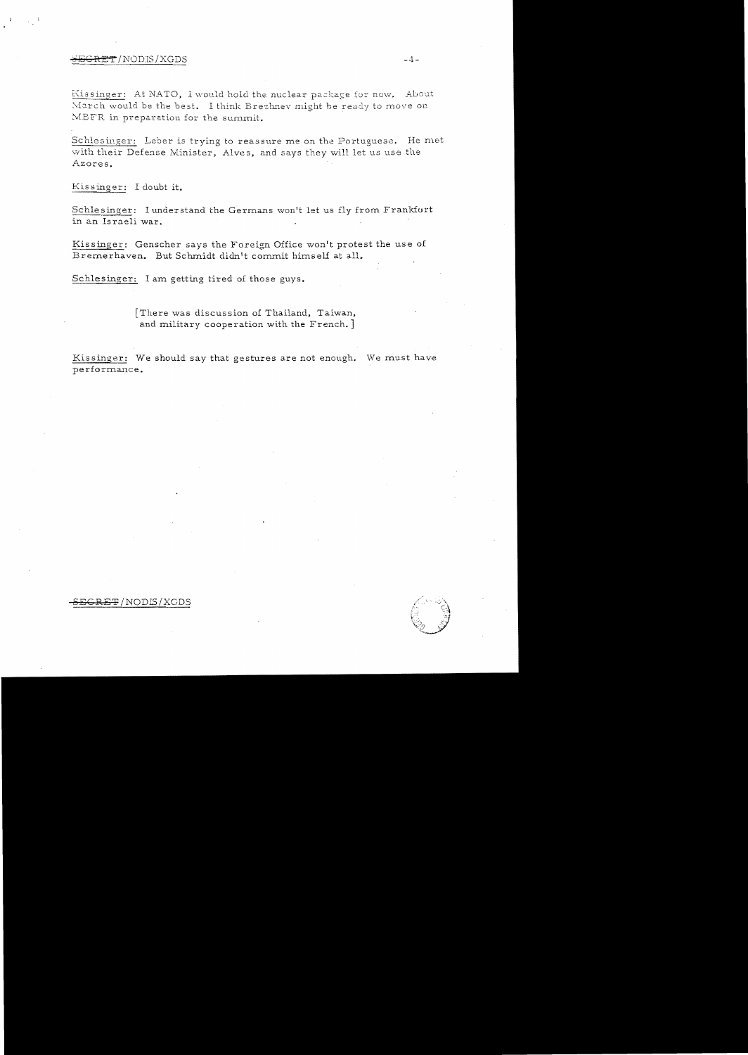Kissinger: At NATO, I would hold the nuclear package for now. About March would be the best. I think Brezhnev might be ready to move on MBFR in preparation for the summit.

Schlesinger: Leber is trying to reassure me on the Portuguese. He met with their Defense Minister, Alves, and says they will let us use the Azores.

Kissinger: I doubt it.

Schlesinger: I understand the Germans won't let us fly from Frankfurt in an Israeli war.

Kissinger: Genscher says the Foreign Office won't protest the use of Bremerhaven. But Schmidt didn't commit himself at all.

Schlesinger: I am getting tired of those guys.

[There was discussion of Thailand, Taiwan, and military cooperation with the French.]

Kissinger: We should say that gestures are not enough. We must have performance.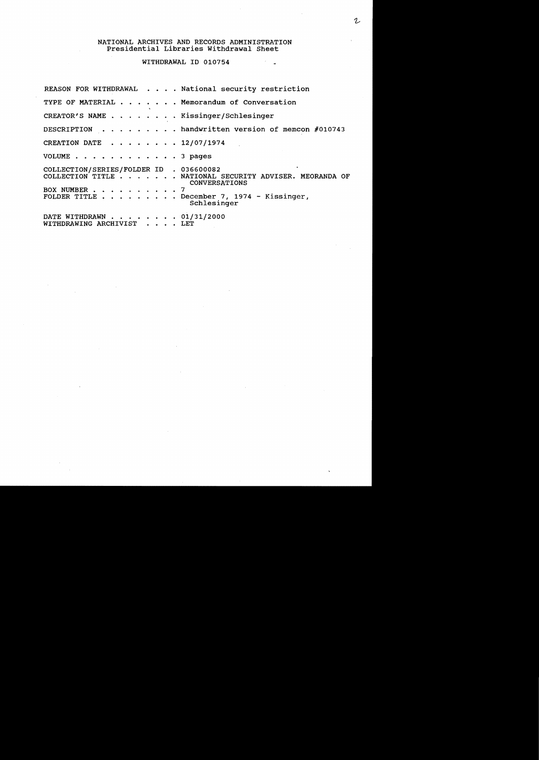NATIONAL ARCHIVES AND RECORDS ADMINISTRATION
Presidential Libraries Withdrawal Sheet

WITHDRAWAL ID 010754

REASON FOR WITHDRAWAL . . . . National security restriction

TYPE OF MATERIAL . . . . . . . Memorandum of Conversation

CREATOR'S NAME . . . . . . . . Kissinger/Schlesinger

DESCRIPTION . . . . . . . . . handwritten version of memcon #010743

CREATION DATE . . . . . . . . 12/07/1974

VOLUME . . . . . . . . . . . . 3 pages

COLLECTION/SERIES/FOLDER ID . 036600082
COLLECTION TITLE . . . . . . . NATIONAL SECURITY ADVISER. MEORANDA OF CONVERSATIONS
BOX NUMBER . . . . . . . . . . 7
FOLDER TITLE . . . . . . . . . December 7, 1974 - Kissinger, Schlesinger

DATE WITHDRAWN . . . . . . . . 01/31/2000
WITHDRAWING ARCHIVIST . . . . LET